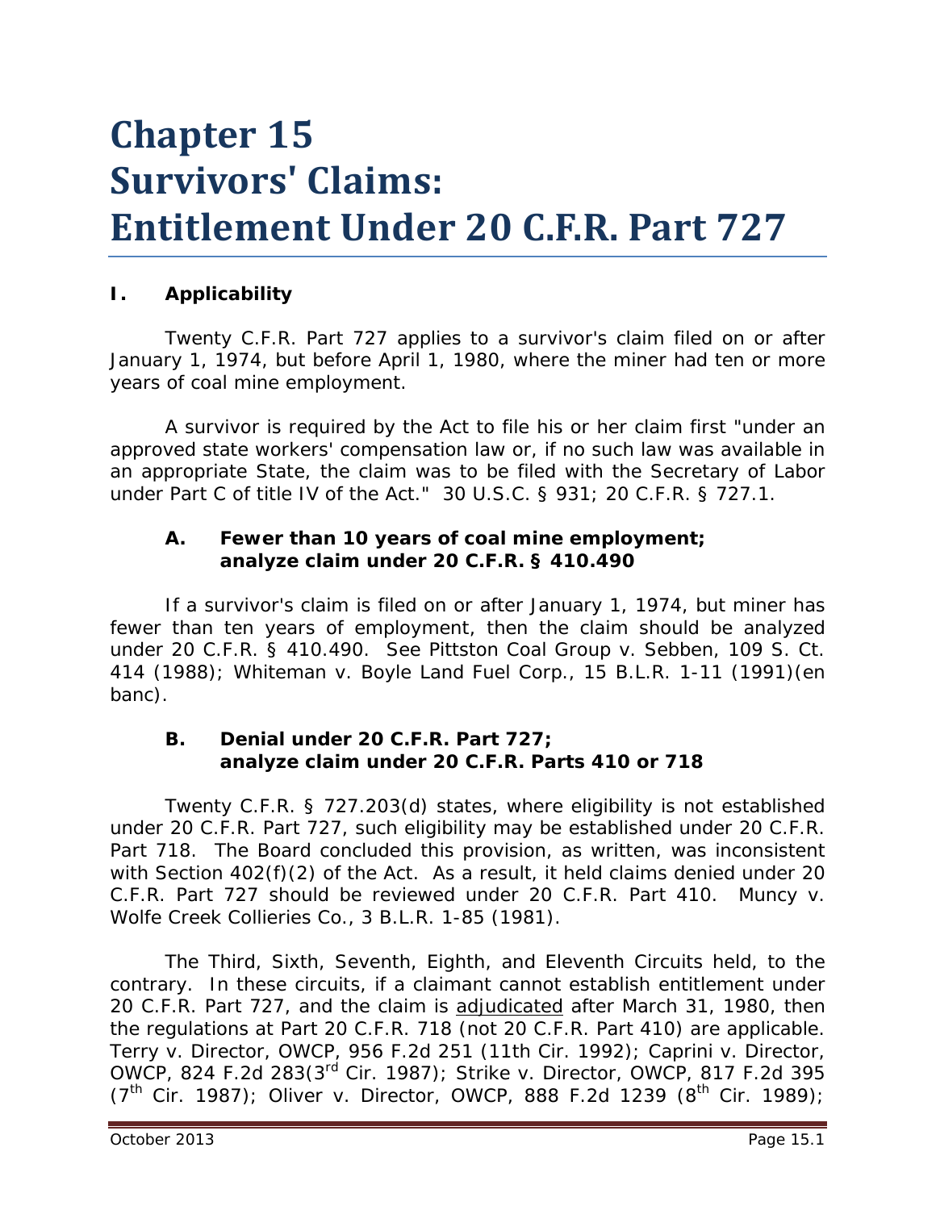# Chapter 15
# Survivors' Claims: Entitlement Under 20 C.F.R. Part 727

## I. Applicability

Twenty C.F.R. Part 727 applies to a survivor's claim filed on or after January 1, 1974, but before April 1, 1980, where the miner had ten or more years of coal mine employment.

A survivor is required by the Act to file his or her claim first "under an approved state workers' compensation law or, if no such law was available in an appropriate State, the claim was to be filed with the Secretary of Labor under Part C of title IV of the Act." 30 U.S.C. § 931; 20 C.F.R. § 727.1.

### A. Fewer than 10 years of coal mine employment; analyze claim under 20 C.F.R. § 410.490

If a survivor's claim is filed on or after January 1, 1974, but miner has fewer than ten years of employment, then the claim should be analyzed under 20 C.F.R. § 410.490. *See Pittston Coal Group v. Sebben*, 109 S. Ct. 414 (1988); *Whiteman v. Boyle Land Fuel Corp.*, 15 B.L.R. 1-11 (1991)(en banc).

### B. Denial under 20 C.F.R. Part 727; analyze claim under 20 C.F.R. Parts 410 or 718

Twenty C.F.R. § 727.203(d) states, where eligibility is not established under 20 C.F.R. Part 727, such eligibility may be established under 20 C.F.R. Part 718. The Board concluded this provision, as written, was inconsistent with Section 402(f)(2) of the Act. As a result, it held claims denied under 20 C.F.R. Part 727 should be reviewed under 20 C.F.R. Part 410. *Muncy v. Wolfe Creek Collieries Co.*, 3 B.L.R. 1-85 (1981).

The Third, Sixth, Seventh, Eighth, and Eleventh Circuits held, to the contrary. In these circuits, if a claimant cannot establish entitlement under 20 C.F.R. Part 727, and the claim is adjudicated after March 31, 1980, then the regulations at Part 20 C.F.R. 718 (not 20 C.F.R. Part 410) are applicable. *Terry v. Director, OWCP*, 956 F.2d 251 (11th Cir. 1992); *Caprini v. Director, OWCP*, 824 F.2d 283(3rd Cir. 1987); *Strike v. Director, OWCP*, 817 F.2d 395 (7th Cir. 1987); *Oliver v. Director, OWCP*, 888 F.2d 1239 (8th Cir. 1989);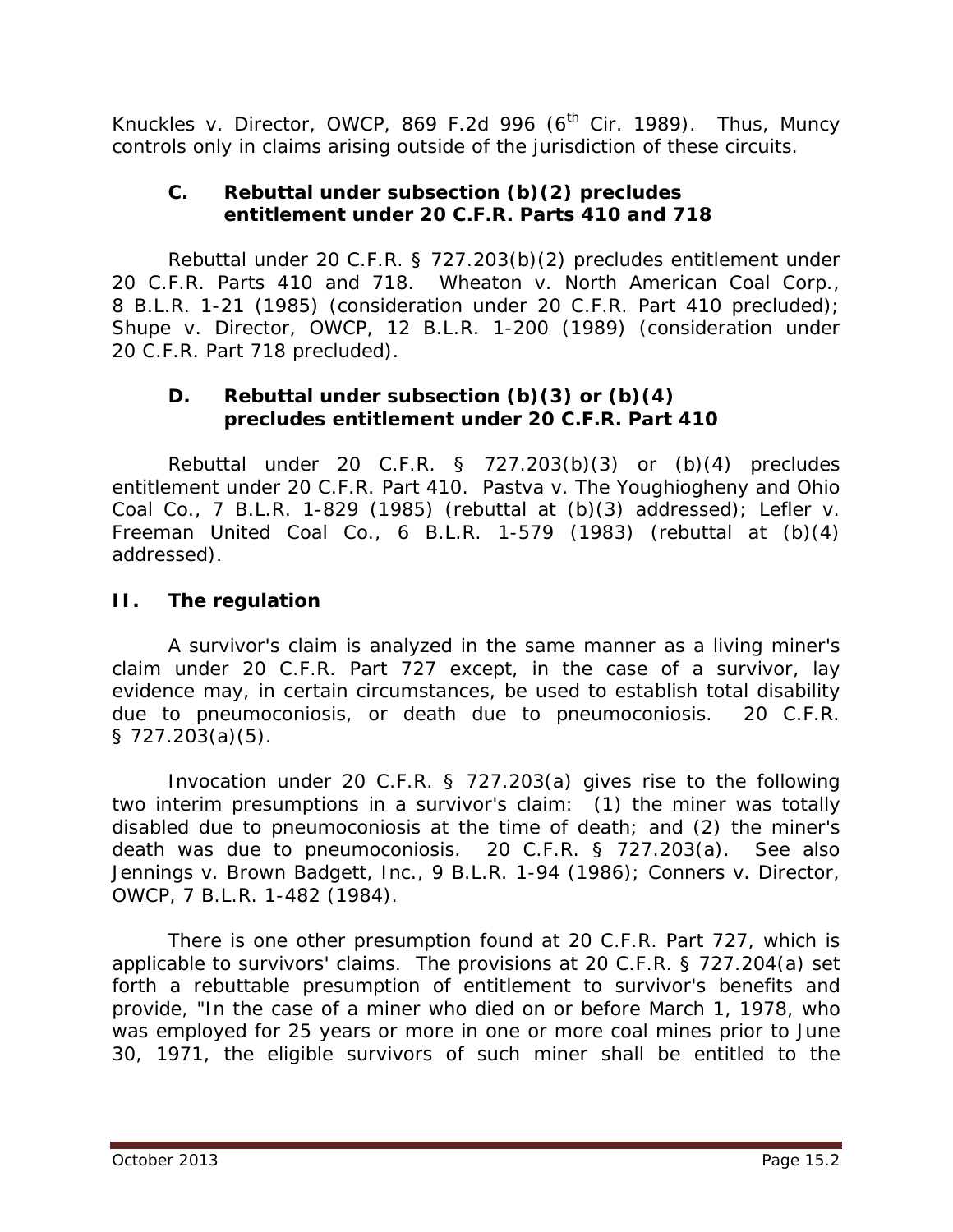*Knuckles v. Director, OWCP*, 869 F.2d 996 (6th Cir. 1989). Thus, *Muncy* controls only in claims arising outside of the jurisdiction of these circuits.

### C. Rebuttal under subsection (b)(2) precludes entitlement under 20 C.F.R. Parts 410 and 718

Rebuttal under 20 C.F.R. § 727.203(b)(2) precludes entitlement under 20 C.F.R. Parts 410 and 718. *Wheaton v. North American Coal Corp.*, 8 B.L.R. 1-21 (1985) (consideration under 20 C.F.R. Part 410 precluded); *Shupe v. Director, OWCP*, 12 B.L.R. 1-200 (1989) (consideration under 20 C.F.R. Part 718 precluded).

### D. Rebuttal under subsection (b)(3) or (b)(4) precludes entitlement under 20 C.F.R. Part 410

Rebuttal under 20 C.F.R. § 727.203(b)(3) or (b)(4) precludes entitlement under 20 C.F.R. Part 410. *Pastva v. The Youghiogheny and Ohio Coal Co.*, 7 B.L.R. 1-829 (1985) (rebuttal at (b)(3) addressed); *Lefler v. Freeman United Coal Co.*, 6 B.L.R. 1-579 (1983) (rebuttal at (b)(4) addressed).

## II. The regulation

A survivor's claim is analyzed in the same manner as a living miner's claim under 20 C.F.R. Part 727 except, in the case of a survivor, lay evidence may, in certain circumstances, be used to establish total disability due to pneumoconiosis, or death due to pneumoconiosis. 20 C.F.R. § 727.203(a)(5).

Invocation under 20 C.F.R. § 727.203(a) gives rise to the following two interim presumptions in a survivor's claim: (1) the miner was totally disabled due to pneumoconiosis at the time of death; and (2) the miner's death was due to pneumoconiosis. 20 C.F.R. § 727.203(a). *See also Jennings v. Brown Badgett, Inc.*, 9 B.L.R. 1-94 (1986); *Conners v. Director, OWCP*, 7 B.L.R. 1-482 (1984).

There is one other presumption found at 20 C.F.R. Part 727, which is applicable to survivors' claims. The provisions at 20 C.F.R. § 727.204(a) set forth a rebuttable presumption of entitlement to survivor's benefits and provide, "In the case of a miner who died on or before March 1, 1978, who was employed for 25 years or more in one or more coal mines prior to June 30, 1971, the eligible survivors of such miner shall be entitled to the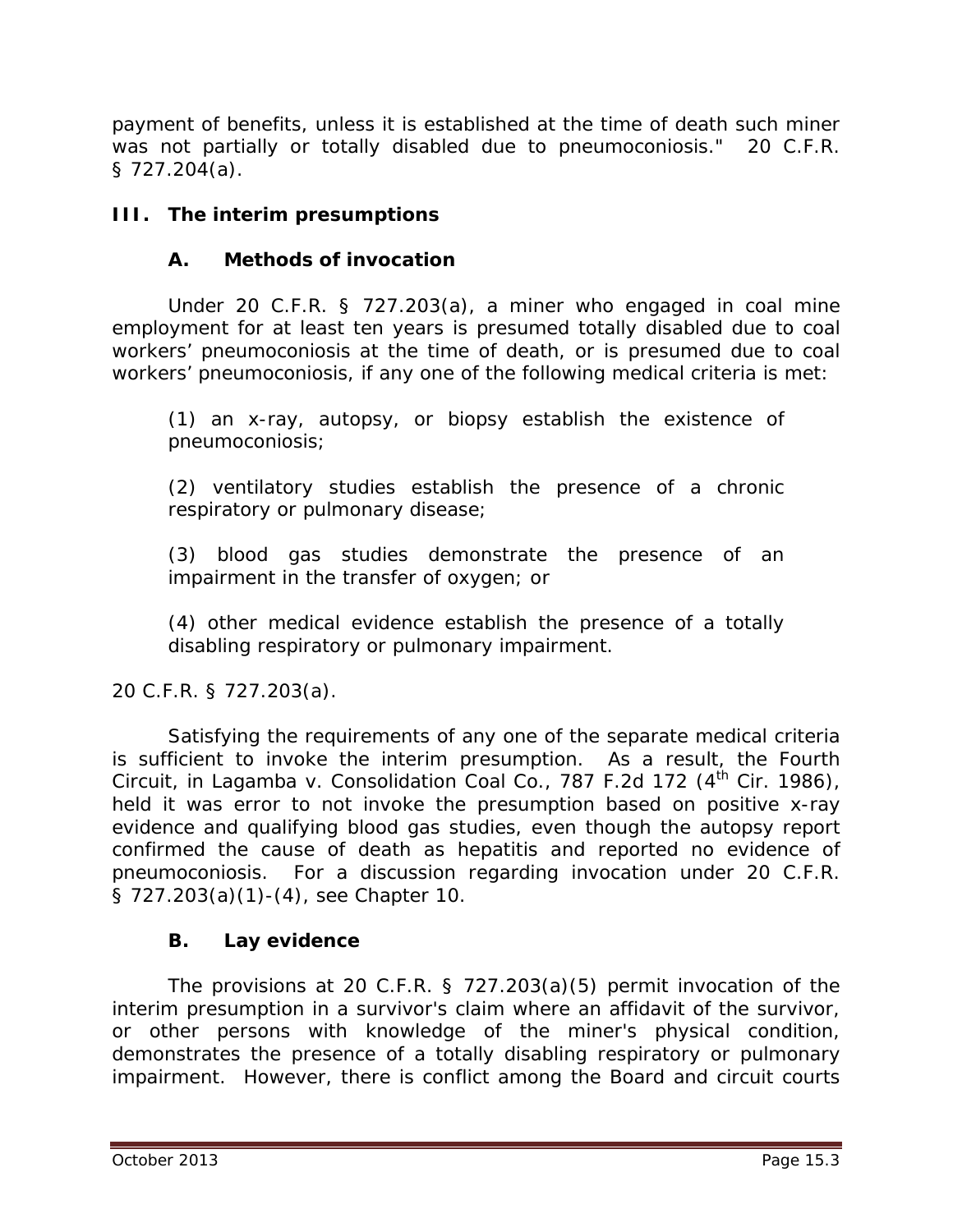payment of benefits, unless it is established at the time of death such miner was not partially or totally disabled due to pneumoconiosis." 20 C.F.R. § 727.204(a).

## III. The interim presumptions

### A. Methods of invocation

Under 20 C.F.R. § 727.203(a), a miner who engaged in coal mine employment for at least ten years is presumed totally disabled due to coal workers' pneumoconiosis at the time of death, or is presumed due to coal workers' pneumoconiosis, if any one of the following medical criteria is met:

> (1) an x-ray, autopsy, or biopsy establish the existence of pneumoconiosis;
>
> (2) ventilatory studies establish the presence of a chronic respiratory or pulmonary disease;
>
> (3) blood gas studies demonstrate the presence of an impairment in the transfer of oxygen; or
>
> (4) other medical evidence establish the presence of a totally disabling respiratory or pulmonary impairment.

20 C.F.R. § 727.203(a).

Satisfying the requirements of any one of the separate medical criteria is sufficient to invoke the interim presumption. As a result, the Fourth Circuit, in *Lagamba v. Consolidation Coal Co.*, 787 F.2d 172 (4th Cir. 1986), held it was error to not invoke the presumption based on positive x-ray evidence and qualifying blood gas studies, even though the autopsy report confirmed the cause of death as hepatitis and reported no evidence of pneumoconiosis. For a discussion regarding invocation under 20 C.F.R. § 727.203(a)(1)-(4), see Chapter 10.

### B. Lay evidence

The provisions at 20 C.F.R. § 727.203(a)(5) permit invocation of the interim presumption in a survivor's claim where an affidavit of the survivor, or other persons with knowledge of the miner's physical condition, demonstrates the presence of a totally disabling respiratory or pulmonary impairment. However, there is conflict among the Board and circuit courts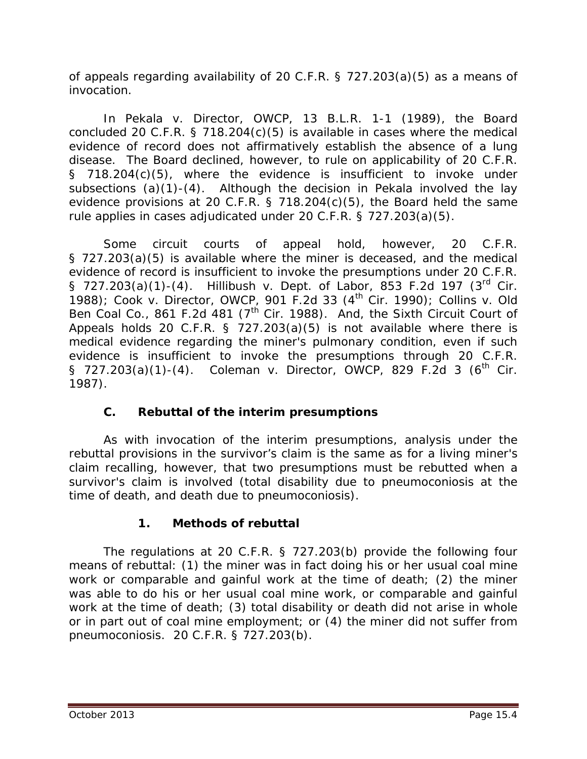of appeals regarding availability of 20 C.F.R. § 727.203(a)(5) as a means of invocation.

In *Pekala v. Director, OWCP*, 13 B.L.R. 1-1 (1989), the Board concluded 20 C.F.R. § 718.204(c)(5) is available in cases where the medical evidence of record does not affirmatively establish the absence of a lung disease. The Board declined, however, to rule on applicability of 20 C.F.R. § 718.204(c)(5), where the evidence is insufficient to invoke under subsections (a)(1)-(4). Although the decision in *Pekala* involved the lay evidence provisions at 20 C.F.R. § 718.204(c)(5), the Board held the same rule applies in cases adjudicated under 20 C.F.R. § 727.203(a)(5).

Some circuit courts of appeal hold, however, 20 C.F.R. § 727.203(a)(5) is available where the miner is deceased, and the medical evidence of record is insufficient to invoke the presumptions under 20 C.F.R. § 727.203(a)(1)-(4). *Hillibush v. Dept. of Labor*, 853 F.2d 197 (3rd Cir. 1988); *Cook v. Director, OWCP*, 901 F.2d 33 (4th Cir. 1990); *Collins v. Old Ben Coal Co.*, 861 F.2d 481 (7th Cir. 1988). And, the Sixth Circuit Court of Appeals holds 20 C.F.R. § 727.203(a)(5) is not available where there is medical evidence regarding the miner's pulmonary condition, even if such evidence is insufficient to invoke the presumptions through 20 C.F.R. § 727.203(a)(1)-(4). *Coleman v. Director, OWCP*, 829 F.2d 3 (6th Cir. 1987).

## C. Rebuttal of the interim presumptions

As with invocation of the interim presumptions, analysis under the rebuttal provisions in the survivor's claim is the same as for a living miner's claim recalling, however, that two presumptions must be rebutted when a survivor's claim is involved (total disability due to pneumoconiosis at the time of death, and death due to pneumoconiosis).

### 1. Methods of rebuttal

The regulations at 20 C.F.R. § 727.203(b) provide the following four means of rebuttal: (1) the miner was in fact doing his or her usual coal mine work or comparable and gainful work at the time of death; (2) the miner was able to do his or her usual coal mine work, or comparable and gainful work at the time of death; (3) total disability or death did not arise in whole or in part out of coal mine employment; or (4) the miner did not suffer from pneumoconiosis. 20 C.F.R. § 727.203(b).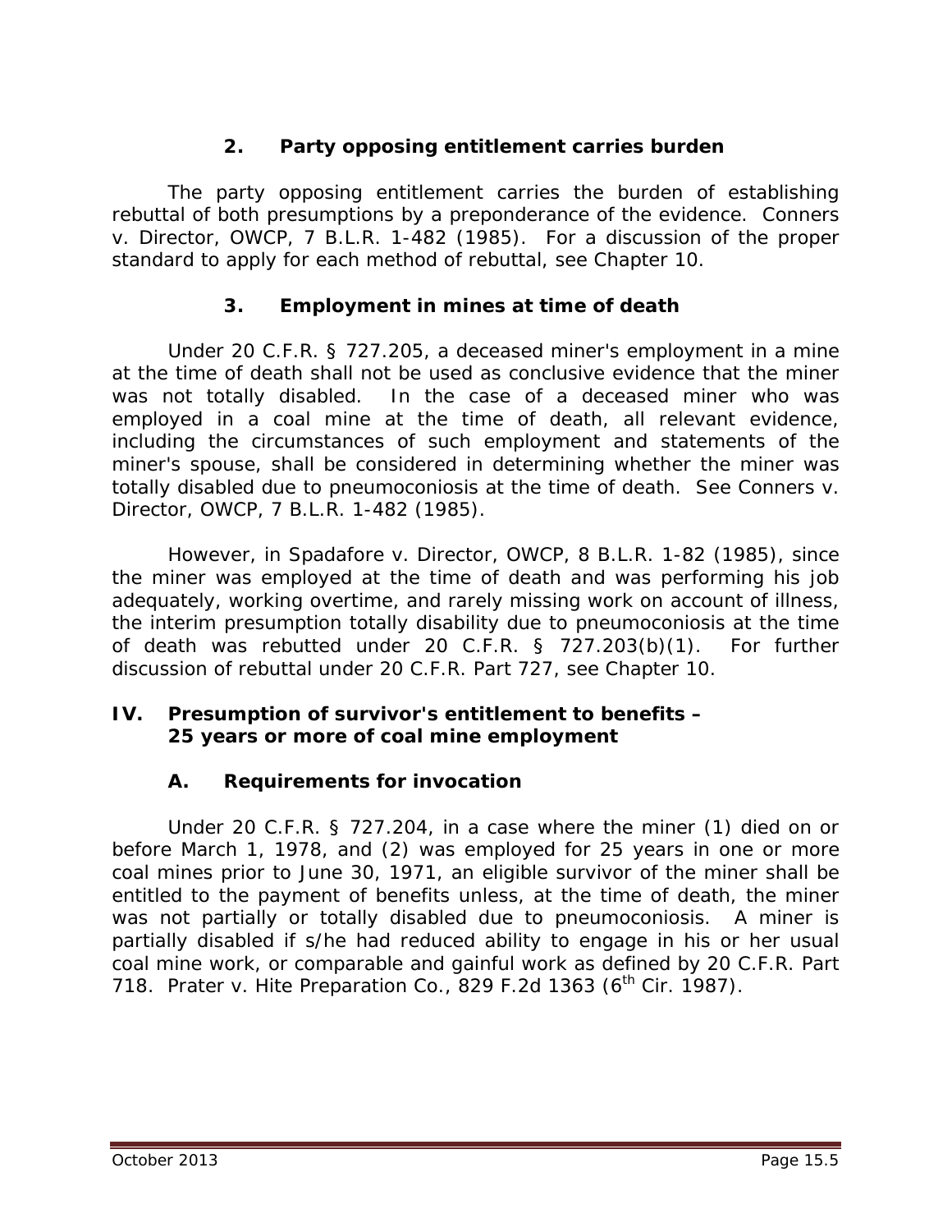### 2. Party opposing entitlement carries burden

The party opposing entitlement carries the burden of establishing rebuttal of both presumptions by a preponderance of the evidence. *Conners v. Director, OWCP*, 7 B.L.R. 1-482 (1985). For a discussion of the proper standard to apply for each method of rebuttal, see Chapter 10.

### 3. Employment in mines at time of death

Under 20 C.F.R. § 727.205, a deceased miner's employment in a mine at the time of death shall not be used as conclusive evidence that the miner was not totally disabled. In the case of a deceased miner who was employed in a coal mine at the time of death, all relevant evidence, including the circumstances of such employment and statements of the miner's spouse, shall be considered in determining whether the miner was totally disabled due to pneumoconiosis at the time of death. *See Conners v. Director, OWCP*, 7 B.L.R. 1-482 (1985).

However, in *Spadafore v. Director, OWCP*, 8 B.L.R. 1-82 (1985), since the miner was employed at the time of death and was performing his job adequately, working overtime, and rarely missing work on account of illness, the interim presumption totally disability due to pneumoconiosis at the time of death was rebutted under 20 C.F.R. § 727.203(b)(1). For further discussion of rebuttal under 20 C.F.R. Part 727, see Chapter 10.

## IV. Presumption of survivor's entitlement to benefits – 25 years or more of coal mine employment

### A. Requirements for invocation

Under 20 C.F.R. § 727.204, in a case where the miner (1) died on or before March 1, 1978, and (2) was employed for 25 years in one or more coal mines prior to June 30, 1971, an eligible survivor of the miner shall be entitled to the payment of benefits unless, at the time of death, the miner was not partially or totally disabled due to pneumoconiosis. A miner is partially disabled if s/he had reduced ability to engage in his or her usual coal mine work, or comparable and gainful work as defined by 20 C.F.R. Part 718. *Prater v. Hite Preparation Co.*, 829 F.2d 1363 (6th Cir. 1987).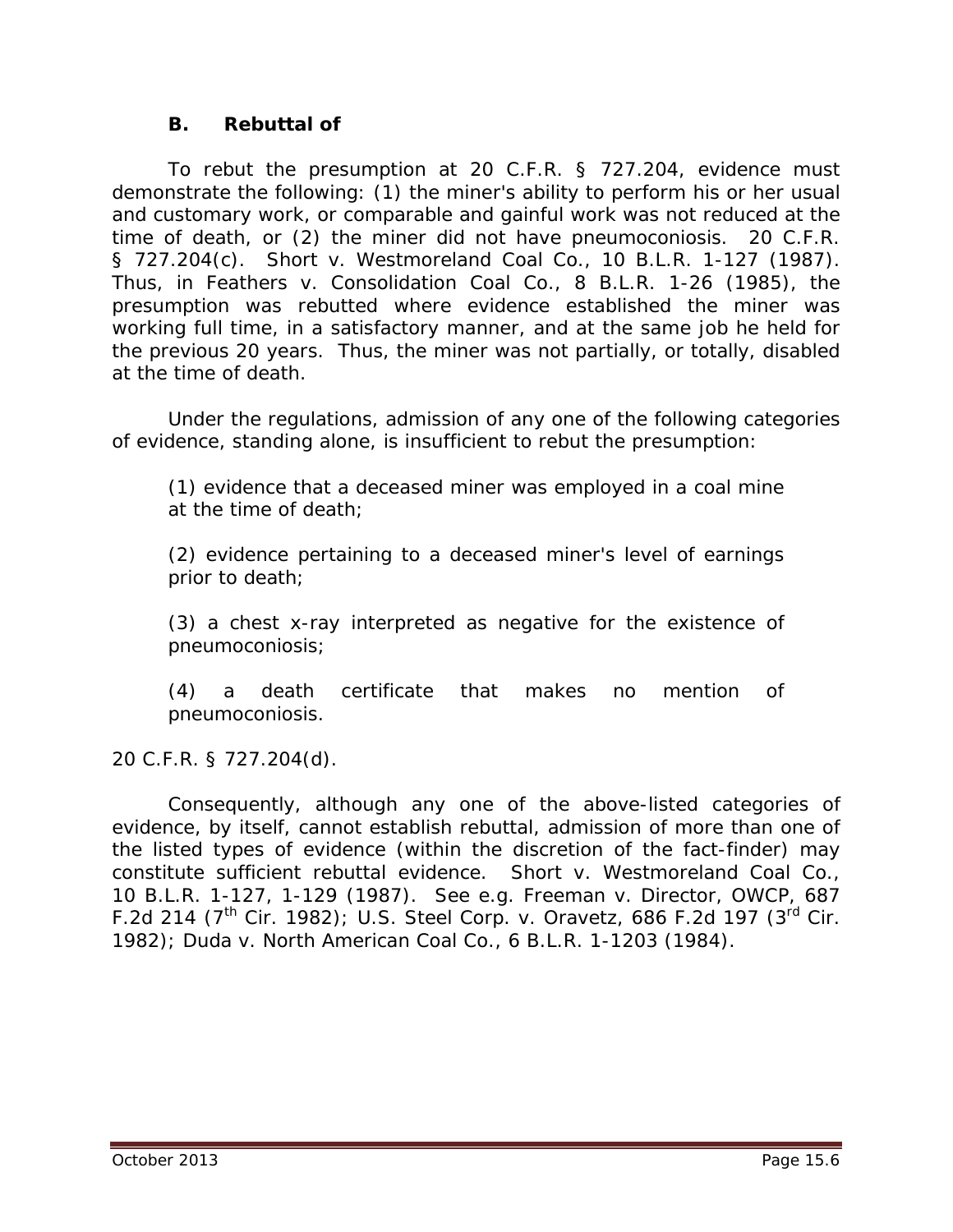### B. Rebuttal of

To rebut the presumption at 20 C.F.R. § 727.204, evidence must demonstrate the following: (1) the miner's ability to perform his or her usual and customary work, or comparable and gainful work was not reduced at the time of death, or (2) the miner did not have pneumoconiosis. 20 C.F.R. § 727.204(c). *Short v. Westmoreland Coal Co.*, 10 B.L.R. 1-127 (1987). Thus, in *Feathers v. Consolidation Coal Co.*, 8 B.L.R. 1-26 (1985), the presumption was rebutted where evidence established the miner was working full time, in a satisfactory manner, and at the same job he held for the previous 20 years. Thus, the miner was not partially, or totally, disabled at the time of death.

Under the regulations, admission of any one of the following categories of evidence, standing alone, is insufficient to rebut the presumption:

> (1) evidence that a deceased miner was employed in a coal mine at the time of death;
>
> (2) evidence pertaining to a deceased miner's level of earnings prior to death;
>
> (3) a chest x-ray interpreted as negative for the existence of pneumoconiosis;
>
> (4) a death certificate that makes no mention of pneumoconiosis.

20 C.F.R. § 727.204(d).

Consequently, although any one of the above-listed categories of evidence, by itself, cannot establish rebuttal, admission of more than one of the listed types of evidence (within the discretion of the fact-finder) may constitute sufficient rebuttal evidence. *Short v. Westmoreland Coal Co.*, 10 B.L.R. 1-127, 1-129 (1987). *See e.g. Freeman v. Director, OWCP*, 687 F.2d 214 (7th Cir. 1982); *U.S. Steel Corp. v. Oravetz*, 686 F.2d 197 (3rd Cir. 1982); *Duda v. North American Coal Co.*, 6 B.L.R. 1-1203 (1984).